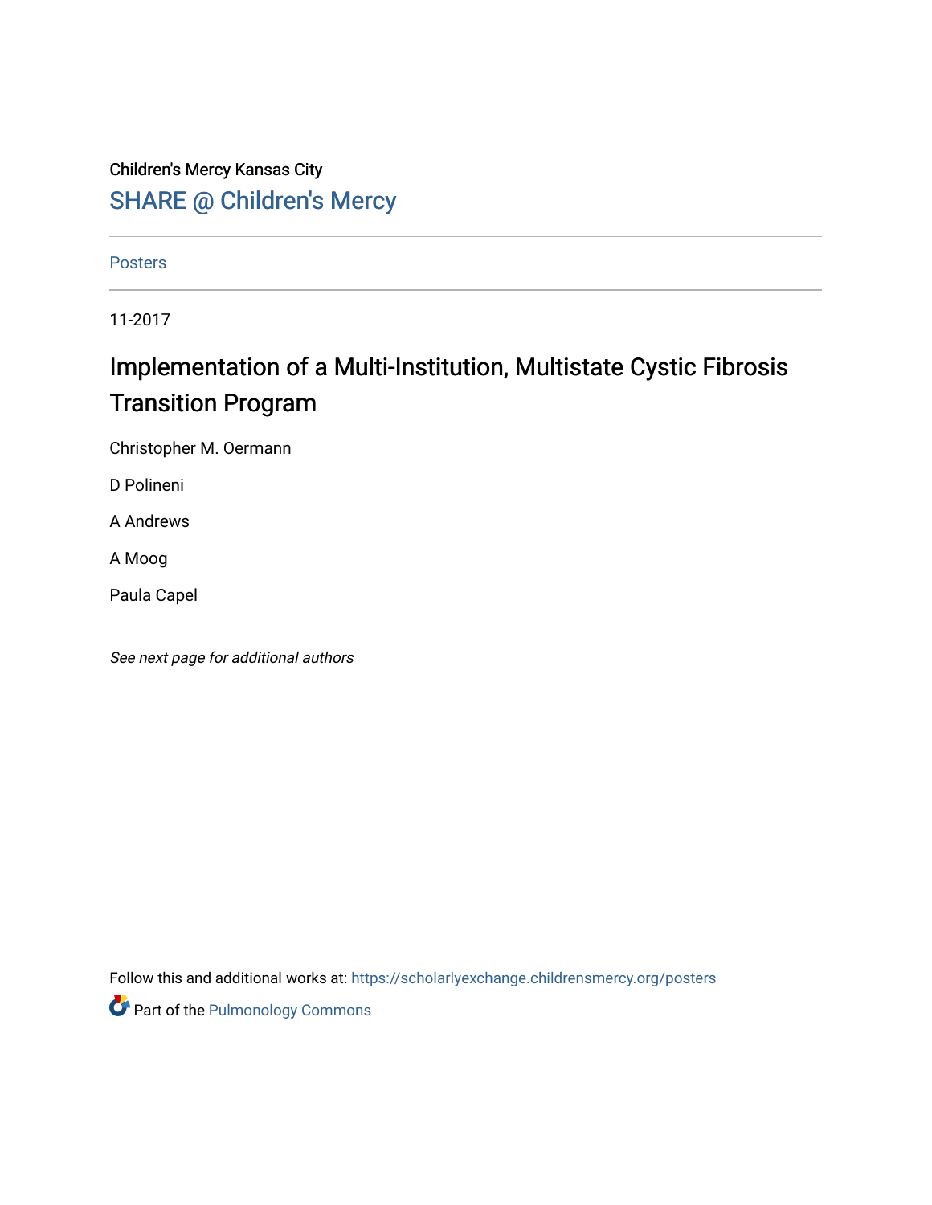Children's Mercy Kansas City

SHARE @ Children's Mercy

Posters

11-2017

# Implementation of a Multi-Institution, Multistate Cystic Fibrosis Transition Program

Christopher M. Oermann

D Polineni

A Andrews

A Moog

Paula Capel

*See next page for additional authors*

Follow this and additional works at: https://scholarlyexchange.childrensmercy.org/posters

Part of the Pulmonology Commons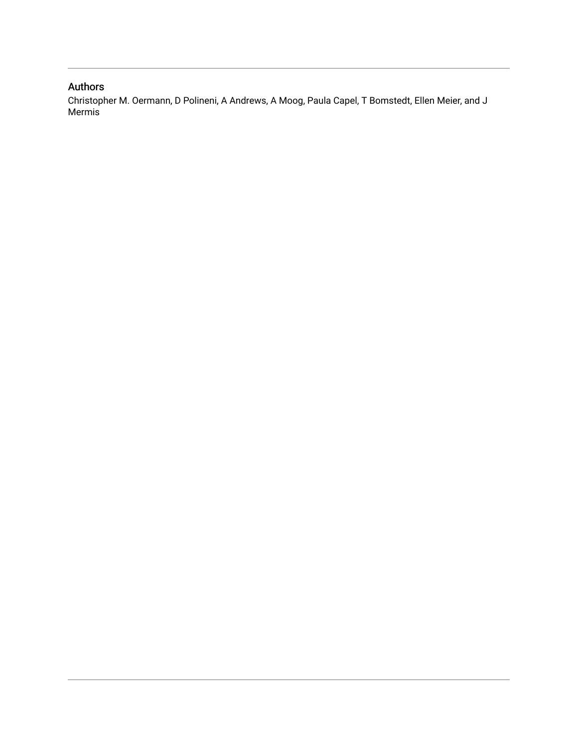## Authors

Christopher M. Oermann, D Polineni, A Andrews, A Moog, Paula Capel, T Bomstedt, Ellen Meier, and J Mermis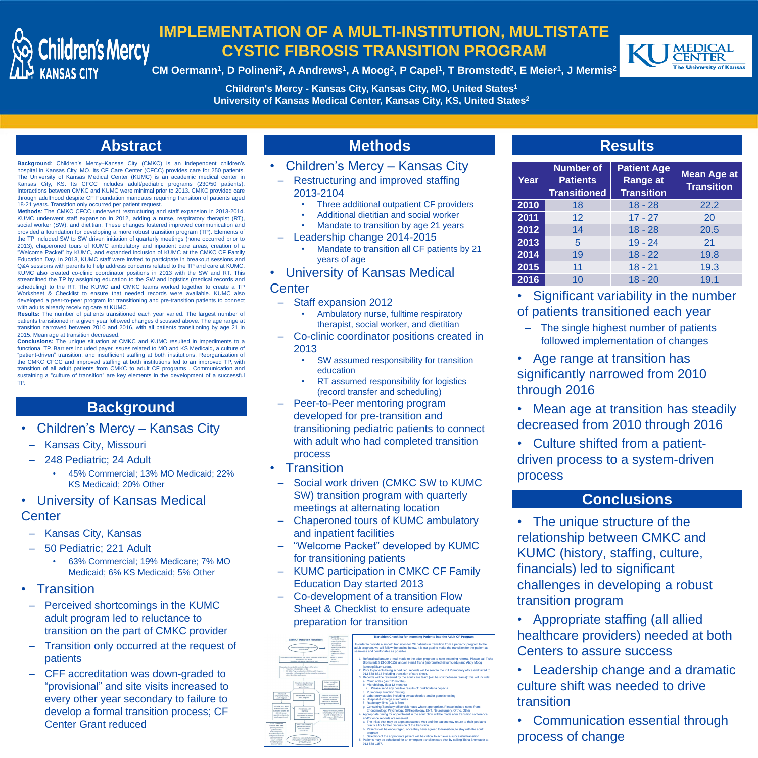# IMPLEMENTATION OF A MULTI-INSTITUTION, MULTISTATE CYSTIC FIBROSIS TRANSITION PROGRAM

CM Oermann[1], D Polineni[2], A Andrews[1], A Moog[2], P Capel[1], T Bromstedt[2], E Meier[1], J Mermis[2]

Children's Mercy - Kansas City, Kansas City, MO, United States[1]
University of Kansas Medical Center, Kansas City, KS, United States[2]

## Abstract

**Background**: Children's Mercy–Kansas City (CMKC) is an independent children's hospital in Kansas City, MO. Its CF Care Center (CFCC) provides care for 250 patients. The University of Kansas Medical Center (KUMC) is an academic medical center in Kansas City, KS. Its CFCC includes adult/pediatric programs (230/50 patients). Interactions between CMKC and KUMC were minimal prior to 2013. CMKC provided care through adulthood despite CF Foundation mandates requiring transition of patients aged 18-21 years. Transition only occurred per patient request.

**Methods**: The CMKC CFCC underwent restructuring and staff expansion in 2013-2014. KUMC underwent staff expansion in 2012, adding a nurse, respiratory therapist (RT), social worker (SW), and dietitian. These changes fostered improved communication and provided a foundation for developing a more robust transition program (TP). Elements of the TP included SW to SW driven initiation of quarterly meetings (none occurred prior to 2013), chaperoned tours of KUMC ambulatory and inpatient care areas, creation of a "Welcome Packet" by KUMC, and expanded inclusion of KUMC at the CMKC CF Family Education Day. In 2013, KUMC staff were invited to participate in breakout sessions and Q&A sessions with parents to help address concerns related to the TP and care at KUMC. KUMC also created co-clinic coordinator positions in 2013 with the SW and RT. This streamlined the TP by assigning education to the SW and logistics (medical records and scheduling) to the RT. The KUMC and CMKC teams worked together to create a TP Worksheet & Checklist to ensure that needed records were available. KUMC also developed a peer-to-peer program for transitioning and pre-transition patients to connect with adults already receiving care at KUMC.

**Results:** The number of patients transitioned each year varied. The largest number of patients transitioned in a given year followed changes discussed above. The age range at transition narrowed between 2010 and 2016, with all patients transitioning by age 21 in 2015. Mean age at transition decreased.

**Conclusions:** The unique situation at CMKC and KUMC resulted in impediments to a functional TP. Barriers included payer issues related to MO and KS Medicaid, a culture of "patient-driven" transition, and insufficient staffing at both institutions. Reorganization of the CMKC CFCC and improved staffing at both institutions led to an improved TP, with transition of all adult patients from CMKC to adult CF programs . Communication and sustaining a "culture of transition" are key elements in the development of a successful TP.

## Background

- Children's Mercy – Kansas City
  - Kansas City, Missouri
  - 248 Pediatric; 24 Adult
    - 45% Commercial; 13% MO Medicaid; 22% KS Medicaid; 20% Other
- University of Kansas Medical Center
  - Kansas City, Kansas
  - 50 Pediatric; 221 Adult
    - 63% Commercial; 19% Medicare; 7% MO Medicaid; 6% KS Medicaid; 5% Other
- Transition
  - Perceived shortcomings in the KUMC adult program led to reluctance to transition on the part of CMKC provider
  - Transition only occurred at the request of patients
  - CFF accreditation was down-graded to "provisional" and site visits increased to every other year secondary to failure to develop a formal transition process; CF Center Grant reduced

## Methods

- Children's Mercy – Kansas City
  - Restructuring and improved staffing 2013-2104
    - Three additional outpatient CF providers
    - Additional dietitian and social worker
    - Mandate to transition by age 21 years
  - Leadership change 2014-2015
    - Mandate to transition all CF patients by 21 years of age
- University of Kansas Medical Center
  - Staff expansion 2012
    - Ambulatory nurse, fulltime respiratory therapist, social worker, and dietitian
  - Co-clinic coordinator positions created in 2013
    - SW assumed responsibility for transition education
    - RT assumed responsibility for logistics (record transfer and scheduling)
  - Peer-to-Peer mentoring program developed for pre-transition and transitioning pediatric patients to connect with adult who had completed transition process
- Transition
  - Social work driven (CMKC SW to KUMC SW) transition program with quarterly meetings at alternating location
  - Chaperoned tours of KUMC ambulatory and inpatient facilities
  - "Welcome Packet" developed by KUMC for transitioning patients
  - KUMC participation in CMKC CF Family Education Day started 2013
  - Co-development of a transition Flow Sheet & Checklist to ensure adequate preparation for transition

CMKC CF Transition Flowsheet

Transition Checklist for Incoming Patients into the Adult CF Program

In order to provide a smooth transition for CF patients in transition from a pediatric program to the adult program, we will follow the outline below. It is our goal to make the transition for the patient as seamless and comfortable as possible.

1. Referral call and/or e-mail made to the adult program to note incoming referral. Please call Tisha Bromstedt: 913-588-1157 and/or e-mail Tisha (tbromstedt@kumc.edu) and Abby Moog (amoog@kumc.edu)
2. Prior to patients being scheduled, records will be sent to the KU Pulmonary office and faxed to 913-588-8814 including transition of care sheet.
3. Records will be reviewed by the adult care team (will be split between teams): this will include:
   a. Clinic notes (last 12 months)
   b. Microbiology (last 12 months)
      i. Please send any positive results of: burkholderia cepacia
   c. Pulmonary Function Testing
   d. Laboratory studies including sweat chloride and/or genetic testing
   e. Hospital discharge summaries
   f. Radiology films (CD is fine)
   g. Consulting/Specialty office visit notes where appropriate. Please include notes from: Endocrinology, Psychology, GI/Hepatology, ENT, Neurosurgery, Ortho, Other
4. Appropriate timing for appointment in the adult clinic will be made after transition conference and/or once records are received.
   a. The initial visit may be a get acquainted visit and the patient may return to their pediatric practice for further discussion of the transition
   b. Patients will be encouraged, once they have agreed to transition, to stay with the adult program
   c. Selection of the appropriate patient will be critical to achieve a successful transition
5. Patients may be scheduled for an emergent transition care visit by calling Tisha Bromstedt at 913-588-1157.

## Results

| Year | Number of Patients Transitioned | Patient Age Range at Transition | Mean Age at Transition |
|---|---|---|---|
| 2010 | 18 | 18 - 28 | 22.2 |
| 2011 | 12 | 17 - 27 | 20 |
| 2012 | 14 | 18 - 28 | 20.5 |
| 2013 | 5 | 19 - 24 | 21 |
| 2014 | 19 | 18 - 22 | 19.8 |
| 2015 | 11 | 18 - 21 | 19.3 |
| 2016 | 10 | 18 - 20 | 19.1 |

- Significant variability in the number of patients transitioned each year
  - The single highest number of patients followed implementation of changes
- Age range at transition has significantly narrowed from 2010 through 2016
- Mean age at transition has steadily decreased from 2010 through 2016
- Culture shifted from a patient-driven process to a system-driven process

## Conclusions

- The unique structure of the relationship between CMKC and KUMC (history, staffing, culture, financials) led to significant challenges in developing a robust transition program
- Appropriate staffing (all allied healthcare providers) needed at both Centers to assure success
- Leadership change and a dramatic culture shift was needed to drive transition
- Communication essential through process of change